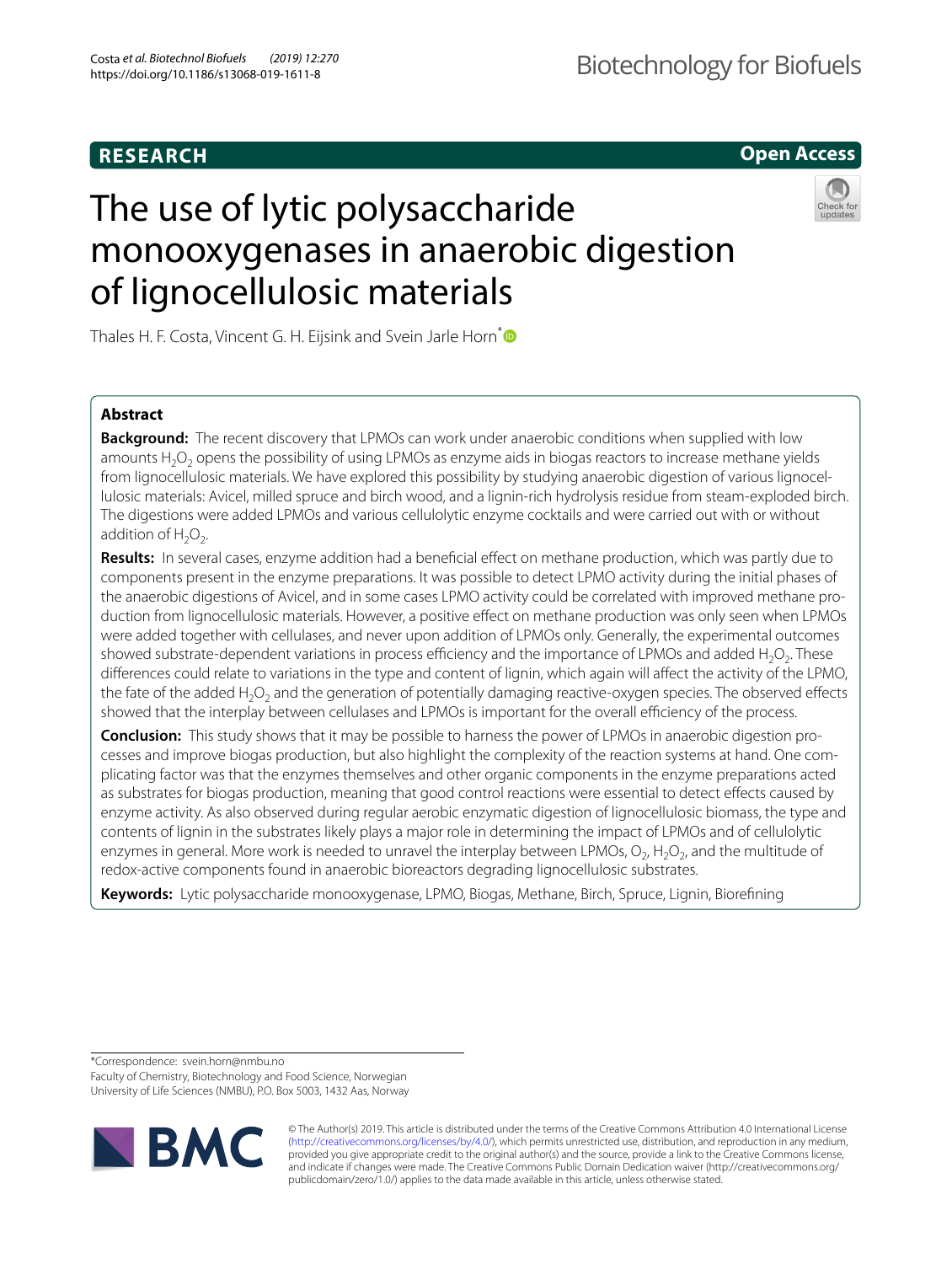RESEARCH

Open Access

# The use of lytic polysaccharide monooxygenases in anaerobic digestion of lignocellulosic materials

Thales H. F. Costa, Vincent G. H. Eijsink and Svein Jarle Horn*

## Abstract

**Background:** The recent discovery that LPMOs can work under anaerobic conditions when supplied with low amounts $H_2O_2$ opens the possibility of using LPMOs as enzyme aids in biogas reactors to increase methane yields from lignocellulosic materials. We have explored this possibility by studying anaerobic digestion of various lignocellulosic materials: Avicel, milled spruce and birch wood, and a lignin-rich hydrolysis residue from steam-exploded birch. The digestions were added LPMOs and various cellulolytic enzyme cocktails and were carried out with or without addition of $H_2O_2$.

**Results:** In several cases, enzyme addition had a beneficial effect on methane production, which was partly due to components present in the enzyme preparations. It was possible to detect LPMO activity during the initial phases of the anaerobic digestions of Avicel, and in some cases LPMO activity could be correlated with improved methane production from lignocellulosic materials. However, a positive effect on methane production was only seen when LPMOs were added together with cellulases, and never upon addition of LPMOs only. Generally, the experimental outcomes showed substrate-dependent variations in process efficiency and the importance of LPMOs and added $H_2O_2$. These differences could relate to variations in the type and content of lignin, which again will affect the activity of the LPMO, the fate of the added $H_2O_2$ and the generation of potentially damaging reactive-oxygen species. The observed effects showed that the interplay between cellulases and LPMOs is important for the overall efficiency of the process.

**Conclusion:** This study shows that it may be possible to harness the power of LPMOs in anaerobic digestion processes and improve biogas production, but also highlight the complexity of the reaction systems at hand. One complicating factor was that the enzymes themselves and other organic components in the enzyme preparations acted as substrates for biogas production, meaning that good control reactions were essential to detect effects caused by enzyme activity. As also observed during regular aerobic enzymatic digestion of lignocellulosic biomass, the type and contents of lignin in the substrates likely plays a major role in determining the impact of LPMOs and of cellulolytic enzymes in general. More work is needed to unravel the interplay between LPMOs, $O_2$, $H_2O_2$, and the multitude of redox-active components found in anaerobic bioreactors degrading lignocellulosic substrates.

**Keywords:** Lytic polysaccharide monooxygenase, LPMO, Biogas, Methane, Birch, Spruce, Lignin, Biorefining

*Correspondence: svein.horn@nmbu.no
Faculty of Chemistry, Biotechnology and Food Science, Norwegian University of Life Sciences (NMBU), P.O. Box 5003, 1432 Aas, Norway

© The Author(s) 2019. This article is distributed under the terms of the Creative Commons Attribution 4.0 International License (http://creativecommons.org/licenses/by/4.0/), which permits unrestricted use, distribution, and reproduction in any medium, provided you give appropriate credit to the original author(s) and the source, provide a link to the Creative Commons license, and indicate if changes were made. The Creative Commons Public Domain Dedication waiver (http://creativecommons.org/publicdomain/zero/1.0/) applies to the data made available in this article, unless otherwise stated.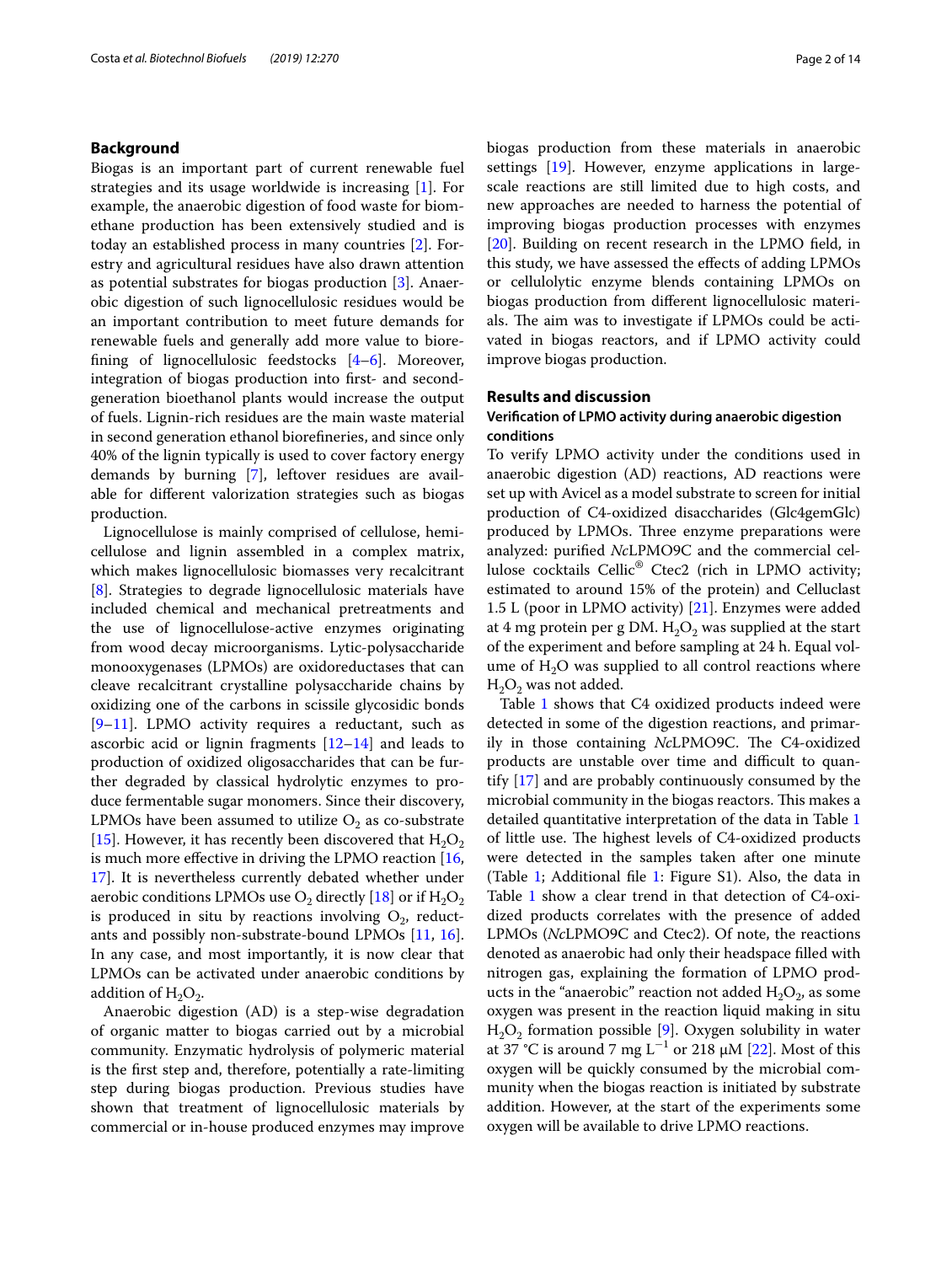## Background

Biogas is an important part of current renewable fuel strategies and its usage worldwide is increasing [1]. For example, the anaerobic digestion of food waste for biomethane production has been extensively studied and is today an established process in many countries [2]. Forestry and agricultural residues have also drawn attention as potential substrates for biogas production [3]. Anaerobic digestion of such lignocellulosic residues would be an important contribution to meet future demands for renewable fuels and generally add more value to biorefining of lignocellulosic feedstocks [4–6]. Moreover, integration of biogas production into first- and second-generation bioethanol plants would increase the output of fuels. Lignin-rich residues are the main waste material in second generation ethanol biorefineries, and since only 40% of the lignin typically is used to cover factory energy demands by burning [7], leftover residues are available for different valorization strategies such as biogas production.

Lignocellulose is mainly comprised of cellulose, hemicellulose and lignin assembled in a complex matrix, which makes lignocellulosic biomasses very recalcitrant [8]. Strategies to degrade lignocellulosic materials have included chemical and mechanical pretreatments and the use of lignocellulose-active enzymes originating from wood decay microorganisms. Lytic-polysaccharide monooxygenases (LPMOs) are oxidoreductases that can cleave recalcitrant crystalline polysaccharide chains by oxidizing one of the carbons in scissile glycosidic bonds [9–11]. LPMO activity requires a reductant, such as ascorbic acid or lignin fragments [12–14] and leads to production of oxidized oligosaccharides that can be further degraded by classical hydrolytic enzymes to produce fermentable sugar monomers. Since their discovery, LPMOs have been assumed to utilize $O_2$ as co-substrate [15]. However, it has recently been discovered that $H_2O_2$ is much more effective in driving the LPMO reaction [16, 17]. It is nevertheless currently debated whether under aerobic conditions LPMOs use $O_2$ directly [18] or if $H_2O_2$ is produced in situ by reactions involving $O_2$, reductants and possibly non-substrate-bound LPMOs [11, 16]. In any case, and most importantly, it is now clear that LPMOs can be activated under anaerobic conditions by addition of $H_2O_2$.

Anaerobic digestion (AD) is a step-wise degradation of organic matter to biogas carried out by a microbial community. Enzymatic hydrolysis of polymeric material is the first step and, therefore, potentially a rate-limiting step during biogas production. Previous studies have shown that treatment of lignocellulosic materials by commercial or in-house produced enzymes may improve biogas production from these materials in anaerobic settings [19]. However, enzyme applications in large-scale reactions are still limited due to high costs, and new approaches are needed to harness the potential of improving biogas production processes with enzymes [20]. Building on recent research in the LPMO field, in this study, we have assessed the effects of adding LPMOs or cellulolytic enzyme blends containing LPMOs on biogas production from different lignocellulosic materials. The aim was to investigate if LPMOs could be activated in biogas reactors, and if LPMO activity could improve biogas production.

## Results and discussion

### Verification of LPMO activity during anaerobic digestion conditions

To verify LPMO activity under the conditions used in anaerobic digestion (AD) reactions, AD reactions were set up with Avicel as a model substrate to screen for initial production of C4-oxidized disaccharides (Glc4gemGlc) produced by LPMOs. Three enzyme preparations were analyzed: purified *Nc*LPMO9C and the commercial cellulose cocktails Cellic® Ctec2 (rich in LPMO activity; estimated to around 15% of the protein) and Celluclast 1.5 L (poor in LPMO activity) [21]. Enzymes were added at 4 mg protein per g DM. $H_2O_2$ was supplied at the start of the experiment and before sampling at 24 h. Equal volume of $H_2O$ was supplied to all control reactions where $H_2O_2$ was not added.

Table 1 shows that C4 oxidized products indeed were detected in some of the digestion reactions, and primarily in those containing *Nc*LPMO9C. The C4-oxidized products are unstable over time and difficult to quantify [17] and are probably continuously consumed by the microbial community in the biogas reactors. This makes a detailed quantitative interpretation of the data in Table 1 of little use. The highest levels of C4-oxidized products were detected in the samples taken after one minute (Table 1; Additional file 1: Figure S1). Also, the data in Table 1 show a clear trend in that detection of C4-oxidized products correlates with the presence of added LPMOs (*Nc*LPMO9C and Ctec2). Of note, the reactions denoted as anaerobic had only their headspace filled with nitrogen gas, explaining the formation of LPMO products in the "anaerobic" reaction not added $H_2O_2$, as some oxygen was present in the reaction liquid making in situ $H_2O_2$ formation possible [9]. Oxygen solubility in water at 37 °C is around 7 mg $L^{-1}$ or 218 µM [22]. Most of this oxygen will be quickly consumed by the microbial community when the biogas reaction is initiated by substrate addition. However, at the start of the experiments some oxygen will be available to drive LPMO reactions.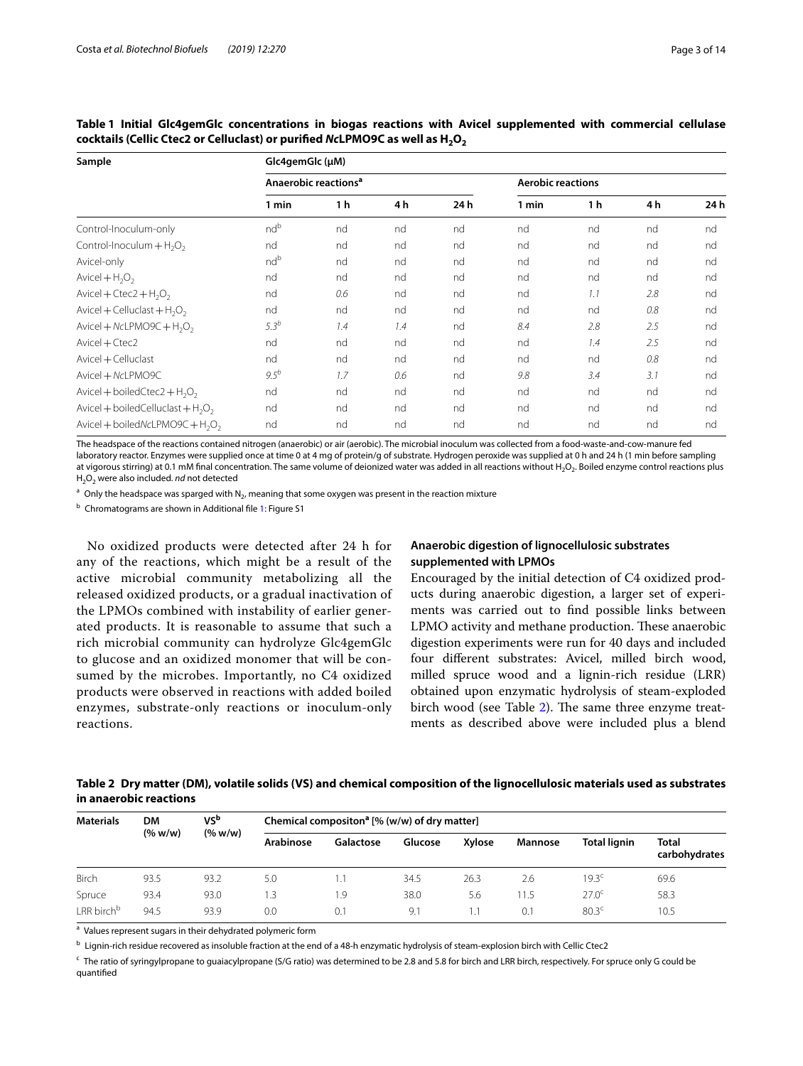**Table 1 Initial Glc4gemGlc concentrations in biogas reactions with Avicel supplemented with commercial cellulase cocktails (Cellic Ctec2 or Celluclast) or purified *Nc*LPMO9C as well as $H_2O_2$**

| Sample | Glc4gemGlc (μM) | | | | | | | |
|---|---|---|---|---|---|---|---|---|
| | Anaerobic reactions[a] | | | | Aerobic reactions | | | |
| | 1 min | 1 h | 4 h | 24 h | 1 min | 1 h | 4 h | 24 h |
| Control-Inoculum-only | nd[b] | nd | nd | nd | nd | nd | nd | nd |
| Control-Inoculum + $H_2O_2$ | nd | nd | nd | nd | nd | nd | nd | nd |
| Avicel-only | nd[b] | nd | nd | nd | nd | nd | nd | nd |
| Avicel + $H_2O_2$ | nd | nd | nd | nd | nd | nd | nd | nd |
| Avicel + Ctec2 + $H_2O_2$ | nd | *0.6* | nd | nd | nd | *1.1* | 2.8 | nd |
| Avicel + Celluclast + $H_2O_2$ | nd | nd | nd | nd | nd | nd | *0.8* | nd |
| Avicel + *Nc*LPMO9C + $H_2O_2$ | *5.3*[b] | *1.4* | *1.4* | nd | 8.4 | 2.8 | 2.5 | nd |
| Avicel + Ctec2 | nd | nd | nd | nd | nd | *1.4* | 2.5 | nd |
| Avicel + Celluclast | nd | nd | nd | nd | nd | nd | *0.8* | nd |
| Avicel + *Nc*LPMO9C | *9.5*[b] | *1.7* | *0.6* | nd | 9.8 | 3.4 | 3.1 | nd |
| Avicel + boiledCtec2 + $H_2O_2$ | nd | nd | nd | nd | nd | nd | nd | nd |
| Avicel + boiledCelluclast + $H_2O_2$ | nd | nd | nd | nd | nd | nd | nd | nd |
| Avicel + boiled*Nc*LPMO9C + $H_2O_2$ | nd | nd | nd | nd | nd | nd | nd | nd |

The headspace of the reactions contained nitrogen (anaerobic) or air (aerobic). The microbial inoculum was collected from a food-waste-and-cow-manure fed laboratory reactor. Enzymes were supplied once at time 0 at 4 mg of protein/g of substrate. Hydrogen peroxide was supplied at 0 h and 24 h (1 min before sampling at vigorous stirring) at 0.1 mM final concentration. The same volume of deionized water was added in all reactions without $H_2O_2$. Boiled enzyme control reactions plus $H_2O_2$ were also included. *nd* not detected

[a] Only the headspace was sparged with $N_2$, meaning that some oxygen was present in the reaction mixture

[b] Chromatograms are shown in Additional file 1: Figure S1

No oxidized products were detected after 24 h for any of the reactions, which might be a result of the active microbial community metabolizing all the released oxidized products, or a gradual inactivation of the LPMOs combined with instability of earlier generated products. It is reasonable to assume that such a rich microbial community can hydrolyze Glc4gemGlc to glucose and an oxidized monomer that will be consumed by the microbes. Importantly, no C4 oxidized products were observed in reactions with added boiled enzymes, substrate-only reactions or inoculum-only reactions.

### Anaerobic digestion of lignocellulosic substrates supplemented with LPMOs

Encouraged by the initial detection of C4 oxidized products during anaerobic digestion, a larger set of experiments was carried out to find possible links between LPMO activity and methane production. These anaerobic digestion experiments were run for 40 days and included four different substrates: Avicel, milled birch wood, milled spruce wood and a lignin-rich residue (LRR) obtained upon enzymatic hydrolysis of steam-exploded birch wood (see Table 2). The same three enzyme treatments as described above were included plus a blend

**Table 2 Dry matter (DM), volatile solids (VS) and chemical composition of the lignocellulosic materials used as substrates in anaerobic reactions**

| Materials | DM (% w/w) | VS[b] (% w/w) | Chemical compositon[a] [% (w/w) of dry matter] | | | | | | |
|---|---|---|---|---|---|---|---|---|---|
| | | | Arabinose | Galactose | Glucose | Xylose | Mannose | Total lignin | Total carbohydrates |
| Birch | 93.5 | 93.2 | 5.0 | 1.1 | 34.5 | 26.3 | 2.6 | 19.3[c] | 69.6 |
| Spruce | 93.4 | 93.0 | 1.3 | 1.9 | 38.0 | 5.6 | 11.5 | 27.0[c] | 58.3 |
| LRR birch[b] | 94.5 | 93.9 | 0.0 | 0.1 | 9.1 | 1.1 | 0.1 | 80.3[c] | 10.5 |

[a] Values represent sugars in their dehydrated polymeric form

[b] Lignin-rich residue recovered as insoluble fraction at the end of a 48-h enzymatic hydrolysis of steam-explosion birch with Cellic Ctec2

[c] The ratio of syringylpropane to guaiacylpropane (S/G ratio) was determined to be 2.8 and 5.8 for birch and LRR birch, respectively. For spruce only G could be quantified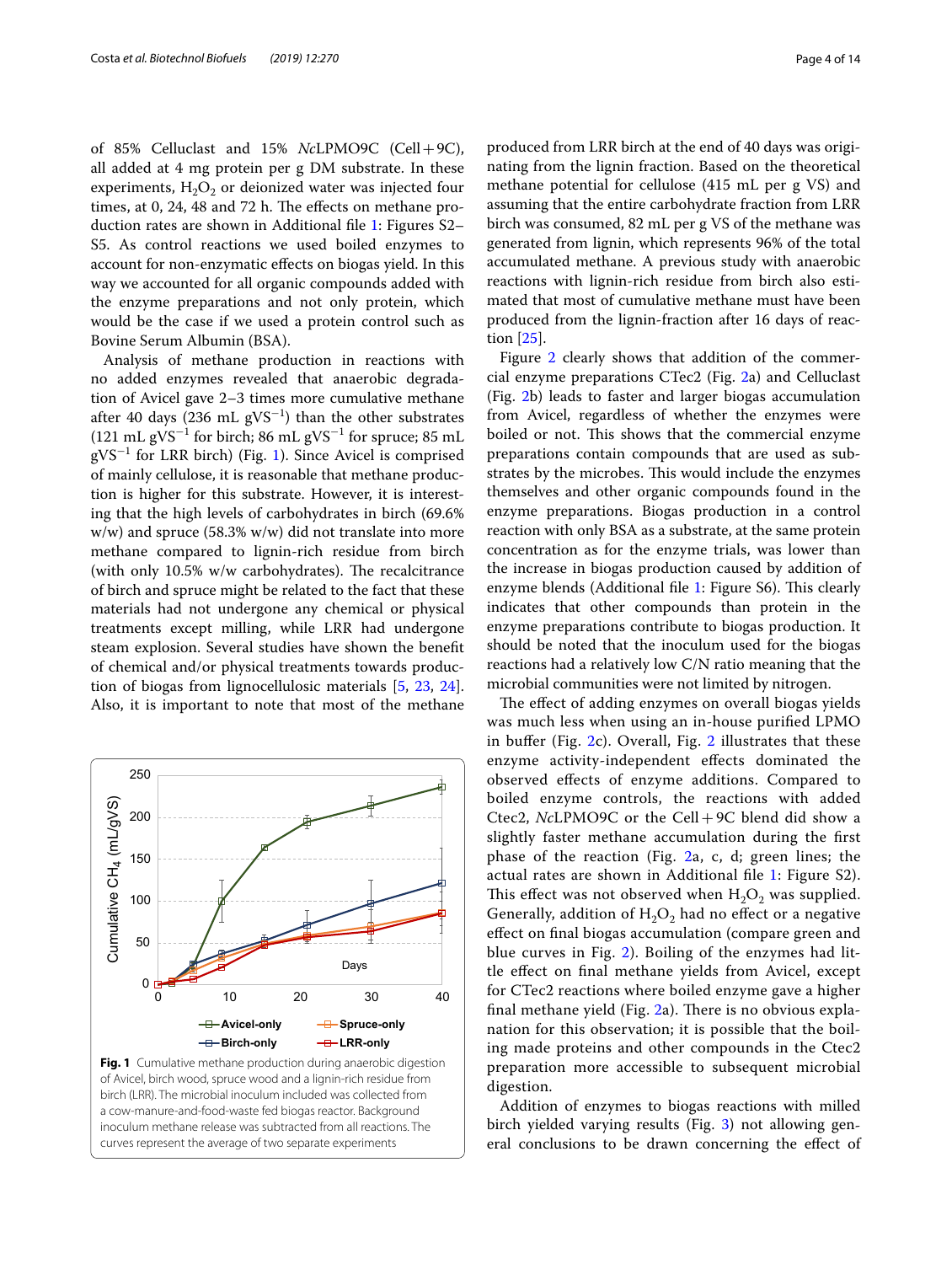of 85% Celluclast and 15% *Nc*LPMO9C (Cell + 9C), all added at 4 mg protein per g DM substrate. In these experiments, $H_2O_2$ or deionized water was injected four times, at 0, 24, 48 and 72 h. The effects on methane production rates are shown in Additional file 1: Figures S2–S5. As control reactions we used boiled enzymes to account for non-enzymatic effects on biogas yield. In this way we accounted for all organic compounds added with the enzyme preparations and not only protein, which would be the case if we used a protein control such as Bovine Serum Albumin (BSA).

Analysis of methane production in reactions with no added enzymes revealed that anaerobic degradation of Avicel gave 2–3 times more cumulative methane after 40 days (236 mL $gVS^{-1}$) than the other substrates (121 mL $gVS^{-1}$ for birch; 86 mL $gVS^{-1}$ for spruce; 85 mL $gVS^{-1}$ for LRR birch) (Fig. 1). Since Avicel is comprised of mainly cellulose, it is reasonable that methane production is higher for this substrate. However, it is interesting that the high levels of carbohydrates in birch (69.6% w/w) and spruce (58.3% w/w) did not translate into more methane compared to lignin-rich residue from birch (with only 10.5% w/w carbohydrates). The recalcitrance of birch and spruce might be related to the fact that these materials had not undergone any chemical or physical treatments except milling, while LRR had undergone steam explosion. Several studies have shown the benefit of chemical and/or physical treatments towards production of biogas from lignocellulosic materials [5, 23, 24]. Also, it is important to note that most of the methane produced from LRR birch at the end of 40 days was originating from the lignin fraction. Based on the theoretical methane potential for cellulose (415 mL per g VS) and assuming that the entire carbohydrate fraction from LRR birch was consumed, 82 mL per g VS of the methane was generated from lignin, which represents 96% of the total accumulated methane. A previous study with anaerobic reactions with lignin-rich residue from birch also estimated that most of cumulative methane must have been produced from the lignin-fraction after 16 days of reaction [25].

**Fig. 1** Cumulative methane production during anaerobic digestion of Avicel, birch wood, spruce wood and a lignin-rich residue from birch (LRR). The microbial inoculum included was collected from a cow-manure-and-food-waste fed biogas reactor. Background inoculum methane release was subtracted from all reactions. The curves represent the average of two separate experiments

Figure 2 clearly shows that addition of the commercial enzyme preparations CTec2 (Fig. 2a) and Celluclast (Fig. 2b) leads to faster and larger biogas accumulation from Avicel, regardless of whether the enzymes were boiled or not. This shows that the commercial enzyme preparations contain compounds that are used as substrates by the microbes. This would include the enzymes themselves and other organic compounds found in the enzyme preparations. Biogas production in a control reaction with only BSA as a substrate, at the same protein concentration as for the enzyme trials, was lower than the increase in biogas production caused by addition of enzyme blends (Additional file 1: Figure S6). This clearly indicates that other compounds than protein in the enzyme preparations contribute to biogas production. It should be noted that the inoculum used for the biogas reactions had a relatively low C/N ratio meaning that the microbial communities were not limited by nitrogen.

The effect of adding enzymes on overall biogas yields was much less when using an in-house purified LPMO in buffer (Fig. 2c). Overall, Fig. 2 illustrates that these enzyme activity-independent effects dominated the observed effects of enzyme additions. Compared to boiled enzyme controls, the reactions with added Ctec2, *Nc*LPMO9C or the Cell + 9C blend did show a slightly faster methane accumulation during the first phase of the reaction (Fig. 2a, c, d; green lines; the actual rates are shown in Additional file 1: Figure S2). This effect was not observed when $H_2O_2$ was supplied. Generally, addition of $H_2O_2$ had no effect or a negative effect on final biogas accumulation (compare green and blue curves in Fig. 2). Boiling of the enzymes had little effect on final methane yields from Avicel, except for CTec2 reactions where boiled enzyme gave a higher final methane yield (Fig. 2a). There is no obvious explanation for this observation; it is possible that the boiling made proteins and other compounds in the Ctec2 preparation more accessible to subsequent microbial digestion.

Addition of enzymes to biogas reactions with milled birch yielded varying results (Fig. 3) not allowing general conclusions to be drawn concerning the effect of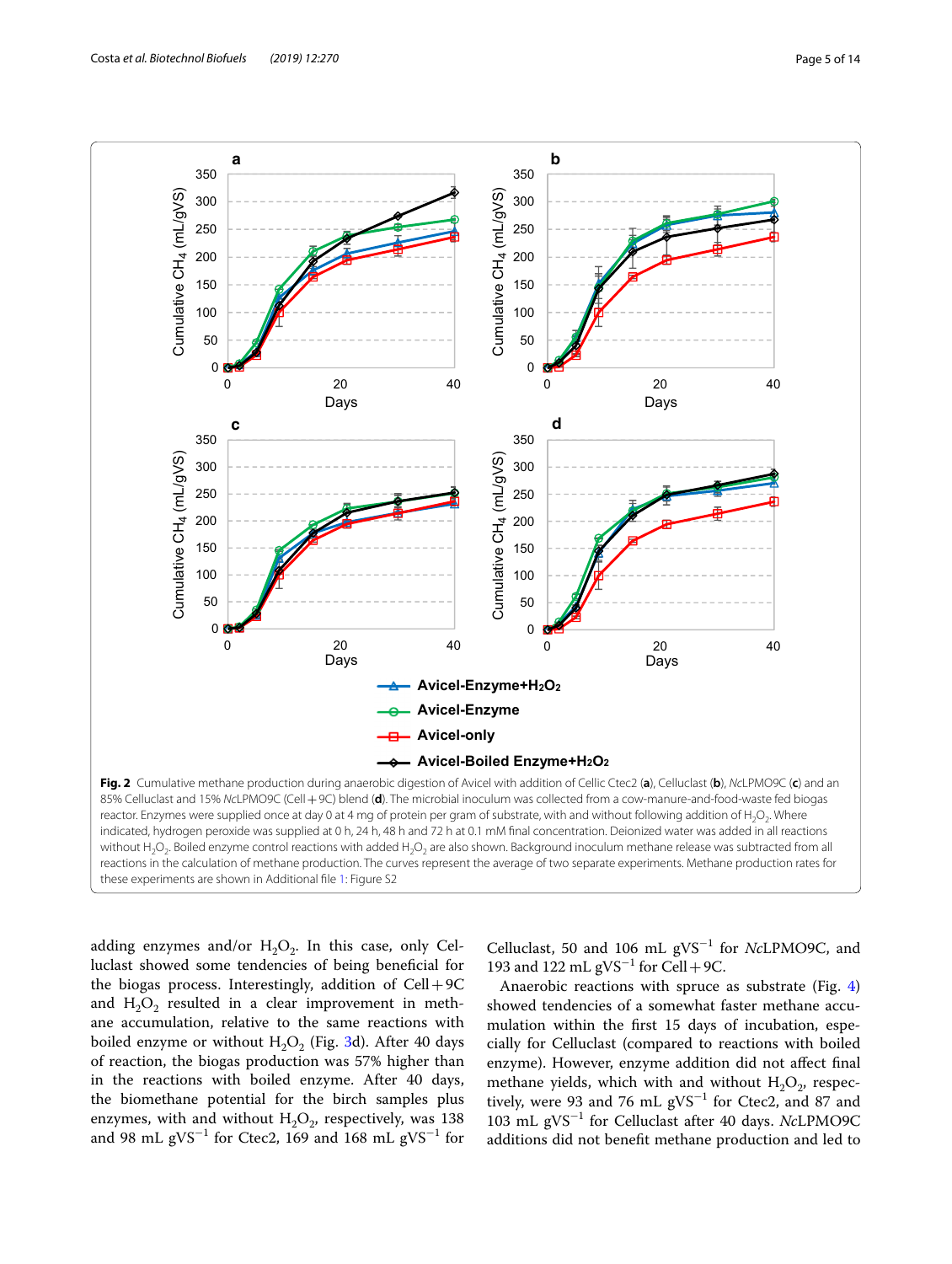**Fig. 2** Cumulative methane production during anaerobic digestion of Avicel with addition of Cellic Ctec2 (**a**), Celluclast (**b**), *Nc*LPMO9C (**c**) and an 85% Celluclast and 15% *Nc*LPMO9C (Cell + 9C) blend (**d**). The microbial inoculum was collected from a cow-manure-and-food-waste fed biogas reactor. Enzymes were supplied once at day 0 at 4 mg of protein per gram of substrate, with and without following addition of $H_2O_2$. Where indicated, hydrogen peroxide was supplied at 0 h, 24 h, 48 h and 72 h at 0.1 mM final concentration. Deionized water was added in all reactions without $H_2O_2$. Boiled enzyme control reactions with added $H_2O_2$ are also shown. Background inoculum methane release was subtracted from all reactions in the calculation of methane production. The curves represent the average of two separate experiments. Methane production rates for these experiments are shown in Additional file 1: Figure S2

adding enzymes and/or $H_2O_2$. In this case, only Celluclast showed some tendencies of being beneficial for the biogas process. Interestingly, addition of Cell + 9C and $H_2O_2$ resulted in a clear improvement in methane accumulation, relative to the same reactions with boiled enzyme or without $H_2O_2$ (Fig. 3d). After 40 days of reaction, the biogas production was 57% higher than in the reactions with boiled enzyme. After 40 days, the biomethane potential for the birch samples plus enzymes, with and without $H_2O_2$, respectively, was 138 and 98 mL $gVS^{-1}$ for Ctec2, 169 and 168 mL $gVS^{-1}$ for Celluclast, 50 and 106 mL $gVS^{-1}$ for *Nc*LPMO9C, and 193 and 122 mL $gVS^{-1}$ for Cell + 9C.

Anaerobic reactions with spruce as substrate (Fig. 4) showed tendencies of a somewhat faster methane accumulation within the first 15 days of incubation, especially for Celluclast (compared to reactions with boiled enzyme). However, enzyme addition did not affect final methane yields, which with and without $H_2O_2$, respectively, were 93 and 76 mL $gVS^{-1}$ for Ctec2, and 87 and 103 mL $gVS^{-1}$ for Celluclast after 40 days. *Nc*LPMO9C additions did not benefit methane production and led to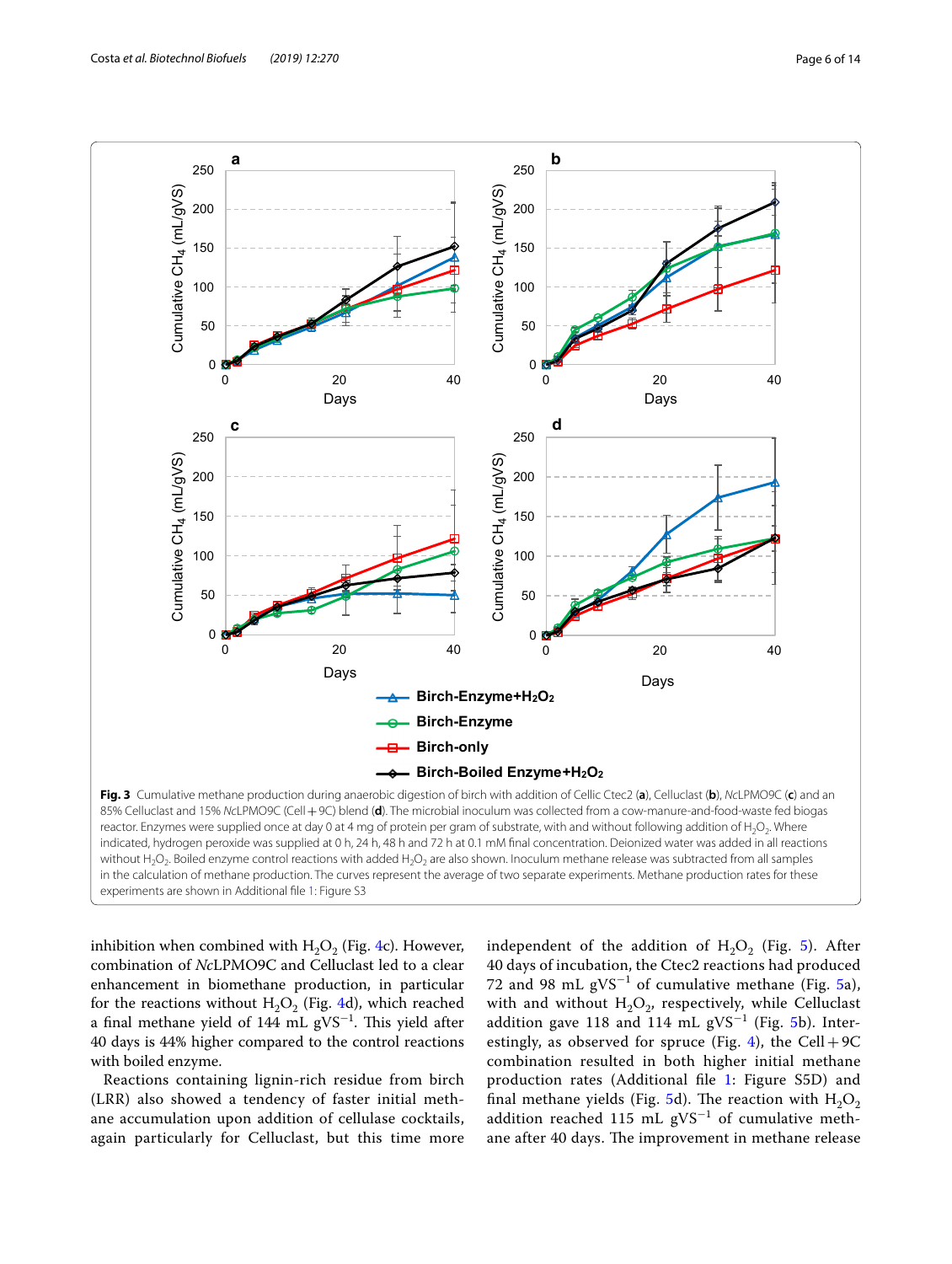**Fig. 3** Cumulative methane production during anaerobic digestion of birch with addition of Cellic Ctec2 (**a**), Celluclast (**b**), *Nc*LPMO9C (**c**) and an 85% Celluclast and 15% *Nc*LPMO9C (Cell + 9C) blend (**d**). The microbial inoculum was collected from a cow-manure-and-food-waste fed biogas reactor. Enzymes were supplied once at day 0 at 4 mg of protein per gram of substrate, with and without following addition of $H_2O_2$. Where indicated, hydrogen peroxide was supplied at 0 h, 24 h, 48 h and 72 h at 0.1 mM final concentration. Deionized water was added in all reactions without $H_2O_2$. Boiled enzyme control reactions with added $H_2O_2$ are also shown. Inoculum methane release was subtracted from all samples in the calculation of methane production. The curves represent the average of two separate experiments. Methane production rates for these experiments are shown in Additional file 1: Figure S3

inhibition when combined with $H_2O_2$ (Fig. 4c). However, combination of *Nc*LPMO9C and Celluclast led to a clear enhancement in biomethane production, in particular for the reactions without $H_2O_2$ (Fig. 4d), which reached a final methane yield of 144 mL $gVS^{-1}$. This yield after 40 days is 44% higher compared to the control reactions with boiled enzyme.

Reactions containing lignin-rich residue from birch (LRR) also showed a tendency of faster initial methane accumulation upon addition of cellulase cocktails, again particularly for Celluclast, but this time more independent of the addition of $H_2O_2$ (Fig. 5). After 40 days of incubation, the Ctec2 reactions had produced 72 and 98 mL $gVS^{-1}$ of cumulative methane (Fig. 5a), with and without $H_2O_2$, respectively, while Celluclast addition gave 118 and 114 mL $gVS^{-1}$ (Fig. 5b). Interestingly, as observed for spruce (Fig. 4), the Cell + 9C combination resulted in both higher initial methane production rates (Additional file 1: Figure S5D) and final methane yields (Fig. 5d). The reaction with $H_2O_2$ addition reached 115 mL $gVS^{-1}$ of cumulative methane after 40 days. The improvement in methane release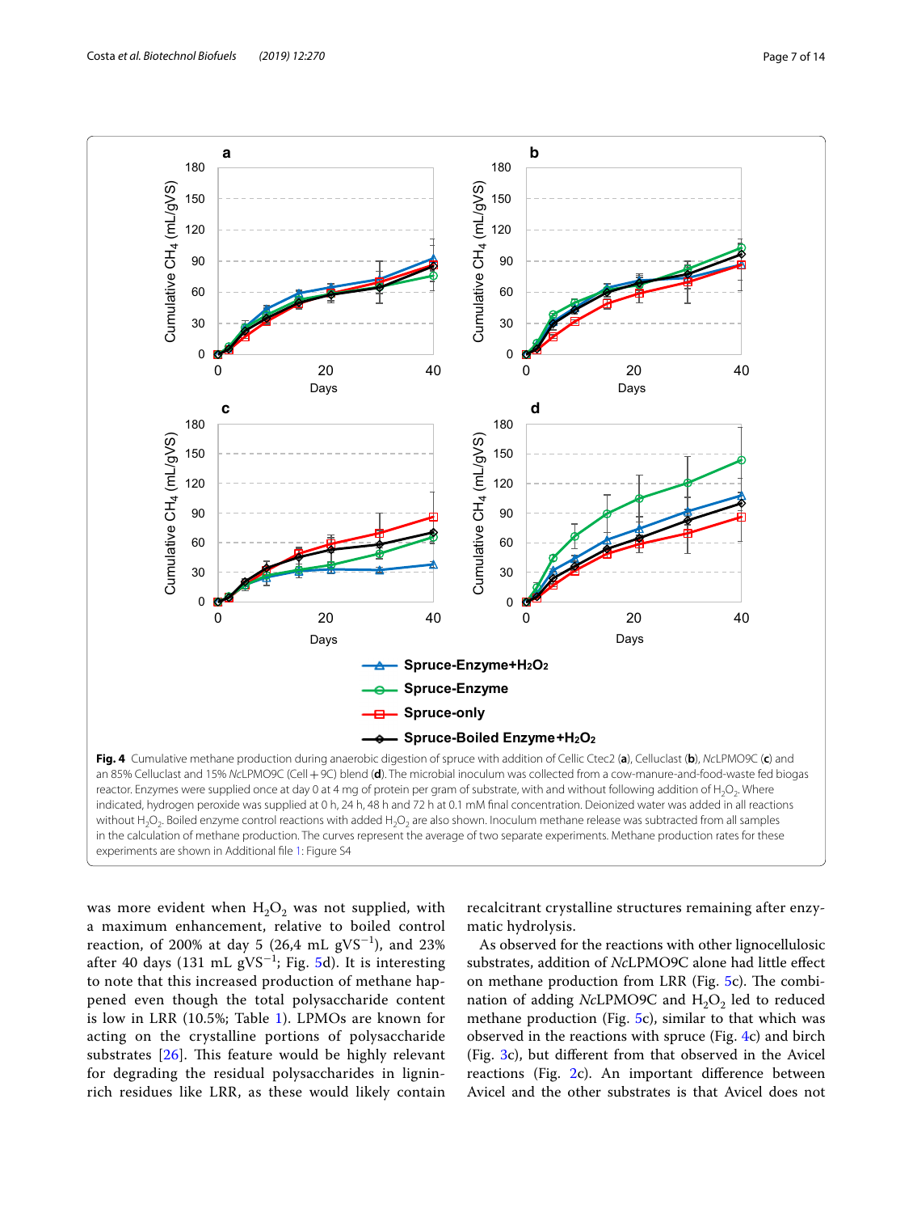Fig. 4 Cumulative methane production during anaerobic digestion of spruce with addition of Cellic Ctec2 (**a**), Celluclast (**b**), *Nc*LPMO9C (**c**) and an 85% Celluclast and 15% *Nc*LPMO9C (Cell+9C) blend (**d**). The microbial inoculum was collected from a cow-manure-and-food-waste fed biogas reactor. Enzymes were supplied once at day 0 at 4 mg of protein per gram of substrate, with and without following addition of $H_2O_2$. Where indicated, hydrogen peroxide was supplied at 0 h, 24 h, 48 h and 72 h at 0.1 mM final concentration. Deionized water was added in all reactions without $H_2O_2$. Boiled enzyme control reactions with added $H_2O_2$ are also shown. Inoculum methane release was subtracted from all samples in the calculation of methane production. The curves represent the average of two separate experiments. Methane production rates for these experiments are shown in Additional file 1: Figure S4

was more evident when $H_2O_2$ was not supplied, with a maximum enhancement, relative to boiled control reaction, of 200% at day 5 (26,4 mL $gVS^{-1}$), and 23% after 40 days (131 mL $gVS^{-1}$; Fig. 5d). It is interesting to note that this increased production of methane happened even though the total polysaccharide content is low in LRR (10.5%; Table 1). LPMOs are known for acting on the crystalline portions of polysaccharide substrates [26]. This feature would be highly relevant for degrading the residual polysaccharides in lignin-rich residues like LRR, as these would likely contain recalcitrant crystalline structures remaining after enzymatic hydrolysis.

As observed for the reactions with other lignocellulosic substrates, addition of *Nc*LPMO9C alone had little effect on methane production from LRR (Fig. 5c). The combination of adding *Nc*LPMO9C and $H_2O_2$ led to reduced methane production (Fig. 5c), similar to that which was observed in the reactions with spruce (Fig. 4c) and birch (Fig. 3c), but different from that observed in the Avicel reactions (Fig. 2c). An important difference between Avicel and the other substrates is that Avicel does not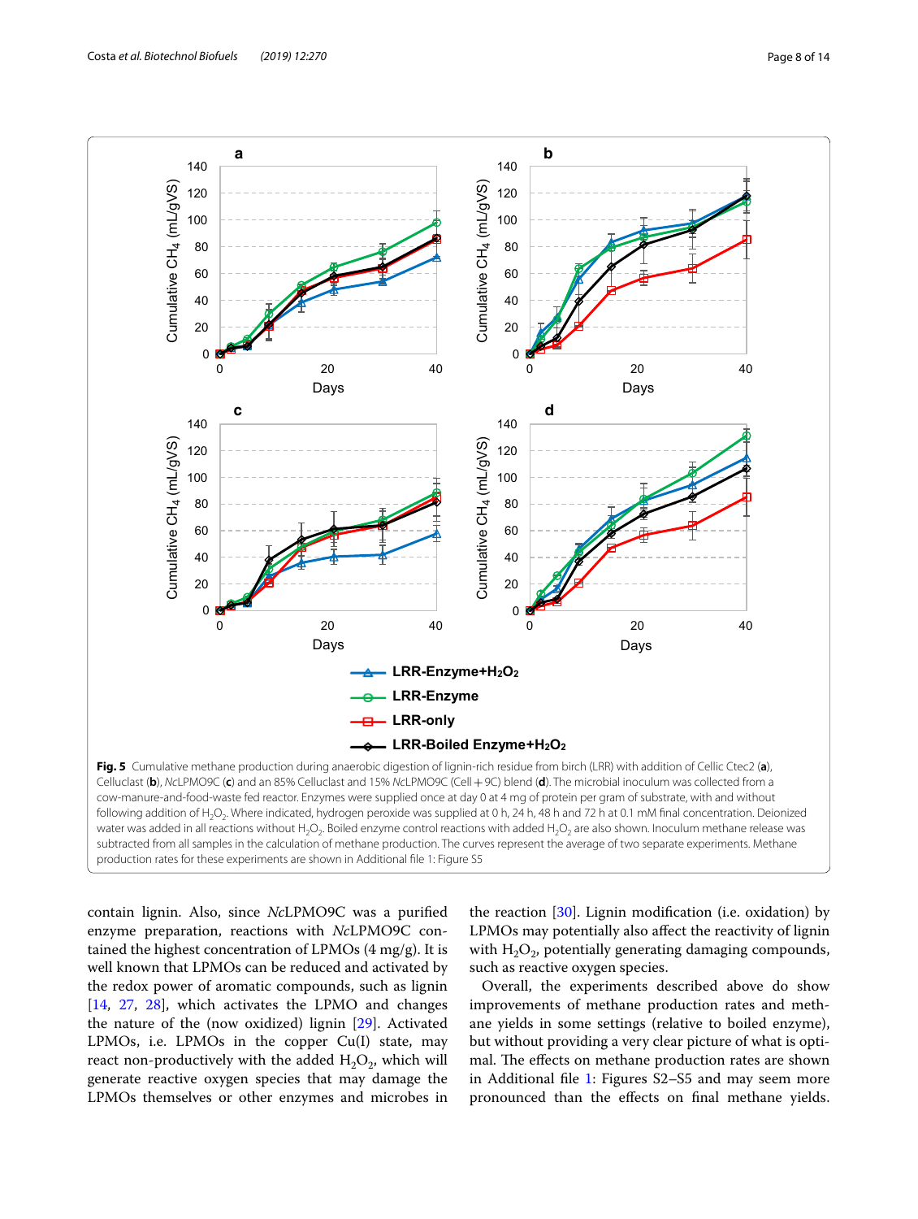**Fig. 5** Cumulative methane production during anaerobic digestion of lignin-rich residue from birch (LRR) with addition of Cellic Ctec2 (**a**), Celluclast (**b**), *Nc*LPMO9C (**c**) and an 85% Celluclast and 15% *Nc*LPMO9C (Cell + 9C) blend (**d**). The microbial inoculum was collected from a cow-manure-and-food-waste fed reactor. Enzymes were supplied once at day 0 at 4 mg of protein per gram of substrate, with and without following addition of $H_2O_2$. Where indicated, hydrogen peroxide was supplied at 0 h, 24 h, 48 h and 72 h at 0.1 mM final concentration. Deionized water was added in all reactions without $H_2O_2$. Boiled enzyme control reactions with added $H_2O_2$ are also shown. Inoculum methane release was subtracted from all samples in the calculation of methane production. The curves represent the average of two separate experiments. Methane production rates for these experiments are shown in Additional file 1: Figure S5

contain lignin. Also, since *Nc*LPMO9C was a purified enzyme preparation, reactions with *Nc*LPMO9C contained the highest concentration of LPMOs (4 mg/g). It is well known that LPMOs can be reduced and activated by the redox power of aromatic compounds, such as lignin [14, 27, 28], which activates the LPMO and changes the nature of the (now oxidized) lignin [29]. Activated LPMOs, i.e. LPMOs in the copper Cu(I) state, may react non-productively with the added $H_2O_2$, which will generate reactive oxygen species that may damage the LPMOs themselves or other enzymes and microbes in the reaction [30]. Lignin modification (i.e. oxidation) by LPMOs may potentially also affect the reactivity of lignin with $H_2O_2$, potentially generating damaging compounds, such as reactive oxygen species.

Overall, the experiments described above do show improvements of methane production rates and methane yields in some settings (relative to boiled enzyme), but without providing a very clear picture of what is optimal. The effects on methane production rates are shown in Additional file 1: Figures S2–S5 and may seem more pronounced than the effects on final methane yields.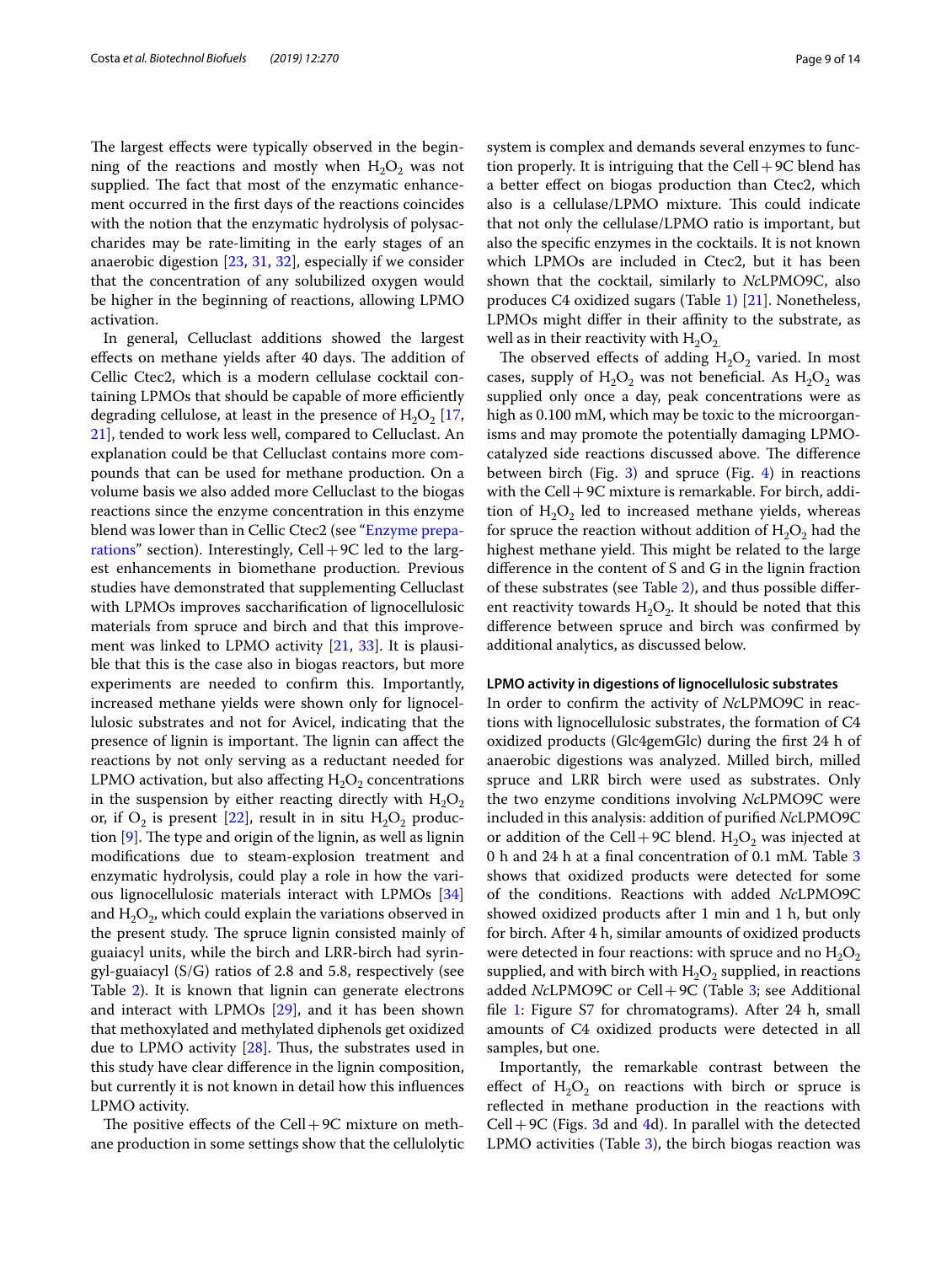The largest effects were typically observed in the beginning of the reactions and mostly when $H_2O_2$ was not supplied. The fact that most of the enzymatic enhancement occurred in the first days of the reactions coincides with the notion that the enzymatic hydrolysis of polysaccharides may be rate-limiting in the early stages of an anaerobic digestion [23, 31, 32], especially if we consider that the concentration of any solubilized oxygen would be higher in the beginning of reactions, allowing LPMO activation.

In general, Celluclast additions showed the largest effects on methane yields after 40 days. The addition of Cellic Ctec2, which is a modern cellulase cocktail containing LPMOs that should be capable of more efficiently degrading cellulose, at least in the presence of $H_2O_2$ [17, 21], tended to work less well, compared to Celluclast. An explanation could be that Celluclast contains more compounds that can be used for methane production. On a volume basis we also added more Celluclast to the biogas reactions since the enzyme concentration in this enzyme blend was lower than in Cellic Ctec2 (see "Enzyme preparations" section). Interestingly, Cell + 9C led to the largest enhancements in biomethane production. Previous studies have demonstrated that supplementing Celluclast with LPMOs improves saccharification of lignocellulosic materials from spruce and birch and that this improvement was linked to LPMO activity [21, 33]. It is plausible that this is the case also in biogas reactors, but more experiments are needed to confirm this. Importantly, increased methane yields were shown only for lignocellulosic substrates and not for Avicel, indicating that the presence of lignin is important. The lignin can affect the reactions by not only serving as a reductant needed for LPMO activation, but also affecting $H_2O_2$ concentrations in the suspension by either reacting directly with $H_2O_2$ or, if $O_2$ is present [22], result in in situ $H_2O_2$ production [9]. The type and origin of the lignin, as well as lignin modifications due to steam-explosion treatment and enzymatic hydrolysis, could play a role in how the various lignocellulosic materials interact with LPMOs [34] and $H_2O_2$, which could explain the variations observed in the present study. The spruce lignin consisted mainly of guaiacyl units, while the birch and LRR-birch had syringyl-guaiacyl (S/G) ratios of 2.8 and 5.8, respectively (see Table 2). It is known that lignin can generate electrons and interact with LPMOs [29], and it has been shown that methoxylated and methylated diphenols get oxidized due to LPMO activity [28]. Thus, the substrates used in this study have clear difference in the lignin composition, but currently it is not known in detail how this influences LPMO activity.

The positive effects of the Cell + 9C mixture on methane production in some settings show that the cellulolytic system is complex and demands several enzymes to function properly. It is intriguing that the Cell + 9C blend has a better effect on biogas production than Ctec2, which also is a cellulase/LPMO mixture. This could indicate that not only the cellulase/LPMO ratio is important, but also the specific enzymes in the cocktails. It is not known which LPMOs are included in Ctec2, but it has been shown that the cocktail, similarly to *Nc*LPMO9C, also produces C4 oxidized sugars (Table 1) [21]. Nonetheless, LPMOs might differ in their affinity to the substrate, as well as in their reactivity with $H_2O_2$.

The observed effects of adding $H_2O_2$ varied. In most cases, supply of $H_2O_2$ was not beneficial. As $H_2O_2$ was supplied only once a day, peak concentrations were as high as 0.100 mM, which may be toxic to the microorganisms and may promote the potentially damaging LPMO-catalyzed side reactions discussed above. The difference between birch (Fig. 3) and spruce (Fig. 4) in reactions with the Cell + 9C mixture is remarkable. For birch, addition of $H_2O_2$ led to increased methane yields, whereas for spruce the reaction without addition of $H_2O_2$ had the highest methane yield. This might be related to the large difference in the content of S and G in the lignin fraction of these substrates (see Table 2), and thus possible different reactivity towards $H_2O_2$. It should be noted that this difference between spruce and birch was confirmed by additional analytics, as discussed below.

#### LPMO activity in digestions of lignocellulosic substrates

In order to confirm the activity of *Nc*LPMO9C in reactions with lignocellulosic substrates, the formation of C4 oxidized products (Glc4gemGlc) during the first 24 h of anaerobic digestions was analyzed. Milled birch, milled spruce and LRR birch were used as substrates. Only the two enzyme conditions involving *Nc*LPMO9C were included in this analysis: addition of purified *Nc*LPMO9C or addition of the Cell + 9C blend. $H_2O_2$ was injected at 0 h and 24 h at a final concentration of 0.1 mM. Table 3 shows that oxidized products were detected for some of the conditions. Reactions with added *Nc*LPMO9C showed oxidized products after 1 min and 1 h, but only for birch. After 4 h, similar amounts of oxidized products were detected in four reactions: with spruce and no $H_2O_2$ supplied, and with birch with $H_2O_2$ supplied, in reactions added *Nc*LPMO9C or Cell + 9C (Table 3; see Additional file 1: Figure S7 for chromatograms). After 24 h, small amounts of C4 oxidized products were detected in all samples, but one.

Importantly, the remarkable contrast between the effect of $H_2O_2$ on reactions with birch or spruce is reflected in methane production in the reactions with Cell + 9C (Figs. 3d and 4d). In parallel with the detected LPMO activities (Table 3), the birch biogas reaction was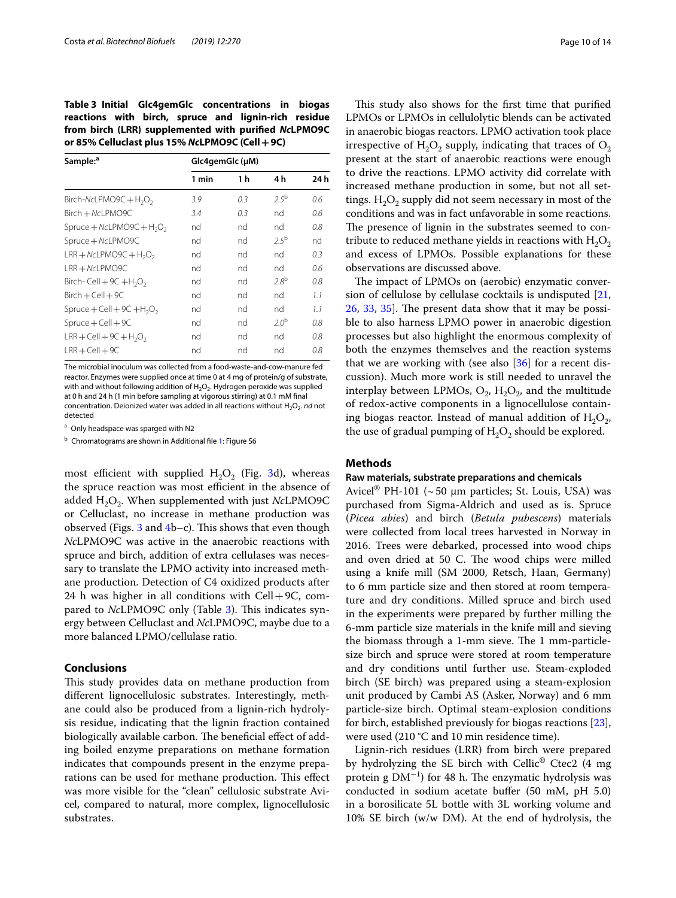**Table 3 Initial Glc4gemGlc concentrations in biogas reactions with birch, spruce and lignin-rich residue from birch (LRR) supplemented with purified *Nc*LPMO9C or 85% Celluclast plus 15% *Nc*LPMO9C (Cell + 9C)**

| Sample:[a] | Glc4gemGlc (μM) | | | |
|---|---|---|---|---|
| | 1 min | 1 h | 4 h | 24 h |
| Birch-*Nc*LPMO9C + $H_2O_2$ | 3.9 | 0.3 | 2.5[b] | 0.6 |
| Birch + *Nc*LPMO9C | 3.4 | 0.3 | nd | 0.6 |
| Spruce + *Nc*LPMO9C + $H_2O_2$ | nd | nd | nd | 0.8 |
| Spruce + *Nc*LPMO9C | nd | nd | 2.5[b] | nd |
| LRR + *Nc*LPMO9C + $H_2O_2$ | nd | nd | nd | 0.3 |
| LRR + *Nc*LPMO9C | nd | nd | nd | 0.6 |
| Birch- Cell + 9C + $H_2O_2$ | nd | nd | 2.8[b] | 0.8 |
| Birch + Cell + 9C | nd | nd | nd | 1.1 |
| Spruce + Cell + 9C + $H_2O_2$ | nd | nd | nd | 1.1 |
| Spruce + Cell + 9C | nd | nd | 2.0[b] | 0.8 |
| LRR + Cell + 9C + $H_2O_2$ | nd | nd | nd | 0.8 |
| LRR + Cell + 9C | nd | nd | nd | 0.8 |

The microbial inoculum was collected from a food-waste-and-cow-manure fed reactor. Enzymes were supplied once at time 0 at 4 mg of protein/g of substrate, with and without following addition of $H_2O_2$. Hydrogen peroxide was supplied at 0 h and 24 h (1 min before sampling at vigorous stirring) at 0.1 mM final concentration. Deionized water was added in all reactions without $H_2O_2$. *nd* not detected

[a] Only headspace was sparged with N2

[b] Chromatograms are shown in Additional file 1: Figure S6

most efficient with supplied $H_2O_2$ (Fig. 3d), whereas the spruce reaction was most efficient in the absence of added $H_2O_2$. When supplemented with just *Nc*LPMO9C or Celluclast, no increase in methane production was observed (Figs. 3 and 4b–c). This shows that even though *Nc*LPMO9C was active in the anaerobic reactions with spruce and birch, addition of extra cellulases was necessary to translate the LPMO activity into increased methane production. Detection of C4 oxidized products after 24 h was higher in all conditions with Cell + 9C, compared to *Nc*LPMO9C only (Table 3). This indicates synergy between Celluclast and *Nc*LPMO9C, maybe due to a more balanced LPMO/cellulase ratio.

## Conclusions

This study provides data on methane production from different lignocellulosic substrates. Interestingly, methane could also be produced from a lignin-rich hydrolysis residue, indicating that the lignin fraction contained biologically available carbon. The beneficial effect of adding boiled enzyme preparations on methane formation indicates that compounds present in the enzyme preparations can be used for methane production. This effect was more visible for the "clean" cellulosic substrate Avicel, compared to natural, more complex, lignocellulosic substrates.

This study also shows for the first time that purified LPMOs or LPMOs in cellulolytic blends can be activated in anaerobic biogas reactors. LPMO activation took place irrespective of $H_2O_2$ supply, indicating that traces of $O_2$ present at the start of anaerobic reactions were enough to drive the reactions. LPMO activity did correlate with increased methane production in some, but not all settings. $H_2O_2$ supply did not seem necessary in most of the conditions and was in fact unfavorable in some reactions. The presence of lignin in the substrates seemed to contribute to reduced methane yields in reactions with $H_2O_2$ and excess of LPMOs. Possible explanations for these observations are discussed above.

The impact of LPMOs on (aerobic) enzymatic conversion of cellulose by cellulase cocktails is undisputed [21, 26, 33, 35]. The present data show that it may be possible to also harness LPMO power in anaerobic digestion processes but also highlight the enormous complexity of both the enzymes themselves and the reaction systems that we are working with (see also [36] for a recent discussion). Much more work is still needed to unravel the interplay between LPMOs, $O_2$, $H_2O_2$, and the multitude of redox-active components in a lignocellulose containing biogas reactor. Instead of manual addition of $H_2O_2$, the use of gradual pumping of $H_2O_2$ should be explored.

## Methods

### Raw materials, substrate preparations and chemicals

Avicel® PH-101 (~ 50 µm particles; St. Louis, USA) was purchased from Sigma-Aldrich and used as is. Spruce (*Picea abies*) and birch (*Betula pubescens*) materials were collected from local trees harvested in Norway in 2016. Trees were debarked, processed into wood chips and oven dried at 50 C. The wood chips were milled using a knife mill (SM 2000, Retsch, Haan, Germany) to 6 mm particle size and then stored at room temperature and dry conditions. Milled spruce and birch used in the experiments were prepared by further milling the 6-mm particle size materials in the knife mill and sieving the biomass through a 1-mm sieve. The 1 mm-particle-size birch and spruce were stored at room temperature and dry conditions until further use. Steam-exploded birch (SE birch) was prepared using a steam-explosion unit produced by Cambi AS (Asker, Norway) and 6 mm particle-size birch. Optimal steam-explosion conditions for birch, established previously for biogas reactions [23], were used (210 °C and 10 min residence time).

Lignin-rich residues (LRR) from birch were prepared by hydrolyzing the SE birch with Cellic® Ctec2 (4 mg protein g $DM^{-1}$) for 48 h. The enzymatic hydrolysis was conducted in sodium acetate buffer (50 mM, pH 5.0) in a borosilicate 5L bottle with 3L working volume and 10% SE birch (w/w DM). At the end of hydrolysis, the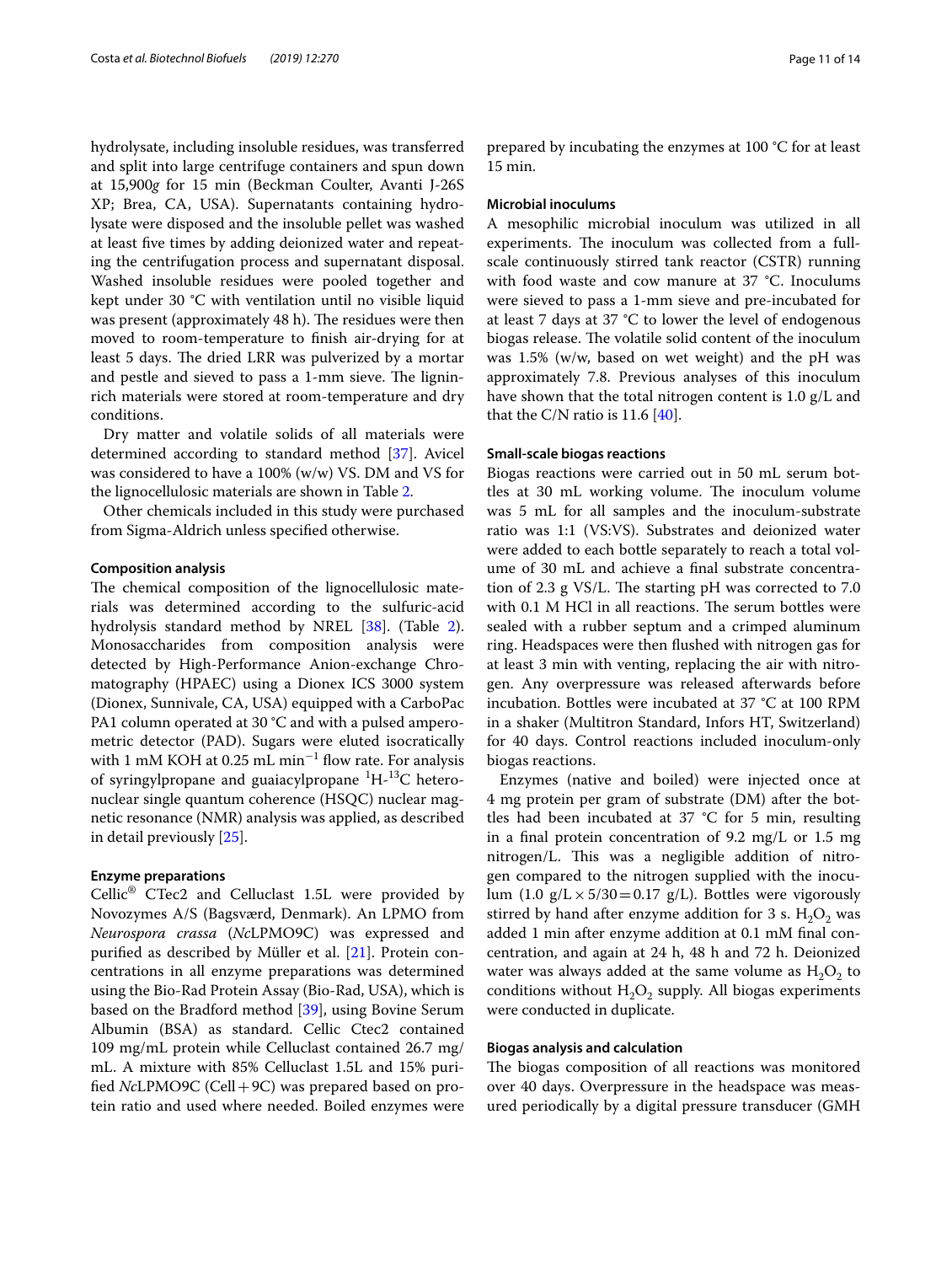hydrolysate, including insoluble residues, was transferred and split into large centrifuge containers and spun down at 15,900*g* for 15 min (Beckman Coulter, Avanti J-26S XP; Brea, CA, USA). Supernatants containing hydrolysate were disposed and the insoluble pellet was washed at least five times by adding deionized water and repeating the centrifugation process and supernatant disposal. Washed insoluble residues were pooled together and kept under 30 °C with ventilation until no visible liquid was present (approximately 48 h). The residues were then moved to room-temperature to finish air-drying for at least 5 days. The dried LRR was pulverized by a mortar and pestle and sieved to pass a 1-mm sieve. The lignin-rich materials were stored at room-temperature and dry conditions.

Dry matter and volatile solids of all materials were determined according to standard method [37]. Avicel was considered to have a 100% (w/w) VS. DM and VS for the lignocellulosic materials are shown in Table 2.

Other chemicals included in this study were purchased from Sigma-Aldrich unless specified otherwise.

#### Composition analysis

The chemical composition of the lignocellulosic materials was determined according to the sulfuric-acid hydrolysis standard method by NREL [38]. (Table 2). Monosaccharides from composition analysis were detected by High-Performance Anion-exchange Chromatography (HPAEC) using a Dionex ICS 3000 system (Dionex, Sunnivale, CA, USA) equipped with a CarboPac PA1 column operated at 30 °C and with a pulsed amperometric detector (PAD). Sugars were eluted isocratically with 1 mM KOH at 0.25 mL $\min^{-1}$ flow rate. For analysis of syringylpropane and guaiacylpropane $^{1}H$-$^{13}C$ heteronuclear single quantum coherence (HSQC) nuclear magnetic resonance (NMR) analysis was applied, as described in detail previously [25].

#### Enzyme preparations

Cellic® CTec2 and Celluclast 1.5L were provided by Novozymes A/S (Bagsværd, Denmark). An LPMO from *Neurospora crassa* (*Nc*LPMO9C) was expressed and purified as described by Müller et al. [21]. Protein concentrations in all enzyme preparations was determined using the Bio-Rad Protein Assay (Bio-Rad, USA), which is based on the Bradford method [39], using Bovine Serum Albumin (BSA) as standard. Cellic Ctec2 contained 109 mg/mL protein while Celluclast contained 26.7 mg/mL. A mixture with 85% Celluclast 1.5L and 15% purified *Nc*LPMO9C (Cell + 9C) was prepared based on protein ratio and used where needed. Boiled enzymes were prepared by incubating the enzymes at 100 °C for at least 15 min.

#### Microbial inoculums

A mesophilic microbial inoculum was utilized in all experiments. The inoculum was collected from a full-scale continuously stirred tank reactor (CSTR) running with food waste and cow manure at 37 °C. Inoculums were sieved to pass a 1-mm sieve and pre-incubated for at least 7 days at 37 °C to lower the level of endogenous biogas release. The volatile solid content of the inoculum was 1.5% (w/w, based on wet weight) and the pH was approximately 7.8. Previous analyses of this inoculum have shown that the total nitrogen content is 1.0 g/L and that the C/N ratio is 11.6 [40].

#### Small-scale biogas reactions

Biogas reactions were carried out in 50 mL serum bottles at 30 mL working volume. The inoculum volume was 5 mL for all samples and the inoculum-substrate ratio was 1:1 (VS:VS). Substrates and deionized water were added to each bottle separately to reach a total volume of 30 mL and achieve a final substrate concentration of 2.3 g VS/L. The starting pH was corrected to 7.0 with 0.1 M HCl in all reactions. The serum bottles were sealed with a rubber septum and a crimped aluminum ring. Headspaces were then flushed with nitrogen gas for at least 3 min with venting, replacing the air with nitrogen. Any overpressure was released afterwards before incubation. Bottles were incubated at 37 °C at 100 RPM in a shaker (Multitron Standard, Infors HT, Switzerland) for 40 days. Control reactions included inoculum-only biogas reactions.

Enzymes (native and boiled) were injected once at 4 mg protein per gram of substrate (DM) after the bottles had been incubated at 37 °C for 5 min, resulting in a final protein concentration of 9.2 mg/L or 1.5 mg nitrogen/L. This was a negligible addition of nitrogen compared to the nitrogen supplied with the inoculum ($1.0\ g/L \times 5/30 = 0.17\ g/L$). Bottles were vigorously stirred by hand after enzyme addition for 3 s. $H_2O_2$ was added 1 min after enzyme addition at 0.1 mM final concentration, and again at 24 h, 48 h and 72 h. Deionized water was always added at the same volume as $H_2O_2$ to conditions without $H_2O_2$ supply. All biogas experiments were conducted in duplicate.

#### Biogas analysis and calculation

The biogas composition of all reactions was monitored over 40 days. Overpressure in the headspace was measured periodically by a digital pressure transducer (GMH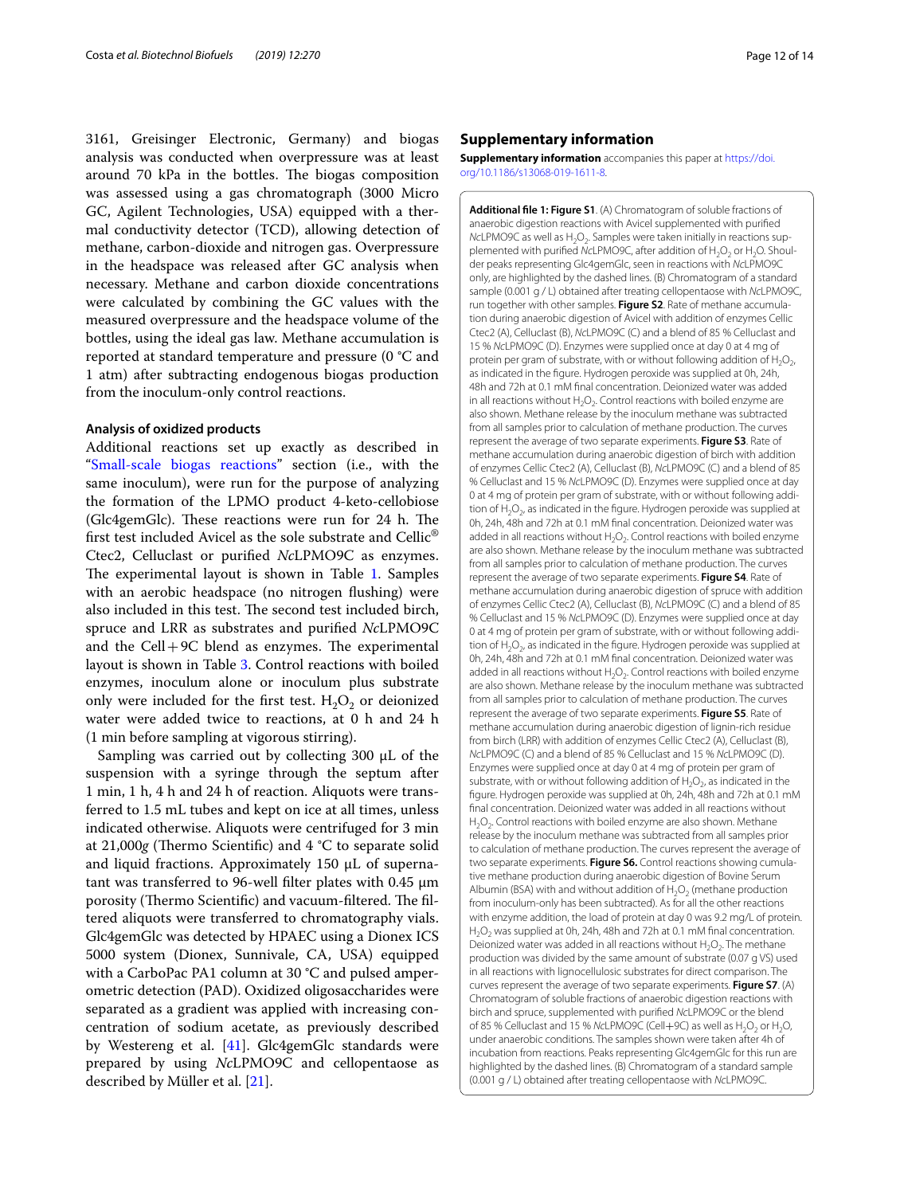3161, Greisinger Electronic, Germany) and biogas analysis was conducted when overpressure was at least around 70 kPa in the bottles. The biogas composition was assessed using a gas chromatograph (3000 Micro GC, Agilent Technologies, USA) equipped with a thermal conductivity detector (TCD), allowing detection of methane, carbon-dioxide and nitrogen gas. Overpressure in the headspace was released after GC analysis when necessary. Methane and carbon dioxide concentrations were calculated by combining the GC values with the measured overpressure and the headspace volume of the bottles, using the ideal gas law. Methane accumulation is reported at standard temperature and pressure (0 °C and 1 atm) after subtracting endogenous biogas production from the inoculum-only control reactions.

### Analysis of oxidized products

Additional reactions set up exactly as described in "Small-scale biogas reactions" section (i.e., with the same inoculum), were run for the purpose of analyzing the formation of the LPMO product 4-keto-cellobiose (Glc4gemGlc). These reactions were run for 24 h. The first test included Avicel as the sole substrate and Cellic® Ctec2, Celluclast or purified *Nc*LPMO9C as enzymes. The experimental layout is shown in Table 1. Samples with an aerobic headspace (no nitrogen flushing) were also included in this test. The second test included birch, spruce and LRR as substrates and purified *Nc*LPMO9C and the Cell+9C blend as enzymes. The experimental layout is shown in Table 3. Control reactions with boiled enzymes, inoculum alone or inoculum plus substrate only were included for the first test. $H_2O_2$ or deionized water were added twice to reactions, at 0 h and 24 h (1 min before sampling at vigorous stirring).

Sampling was carried out by collecting 300 µL of the suspension with a syringe through the septum after 1 min, 1 h, 4 h and 24 h of reaction. Aliquots were transferred to 1.5 mL tubes and kept on ice at all times, unless indicated otherwise. Aliquots were centrifuged for 3 min at 21,000*g* (Thermo Scientific) and 4 °C to separate solid and liquid fractions. Approximately 150 µL of supernatant was transferred to 96-well filter plates with 0.45 µm porosity (Thermo Scientific) and vacuum-filtered. The filtered aliquots were transferred to chromatography vials. Glc4gemGlc was detected by HPAEC using a Dionex ICS 5000 system (Dionex, Sunnivale, CA, USA) equipped with a CarboPac PA1 column at 30 °C and pulsed amperometric detection (PAD). Oxidized oligosaccharides were separated as a gradient was applied with increasing concentration of sodium acetate, as previously described by Westereng et al. [41]. Glc4gemGlc standards were prepared by using *Nc*LPMO9C and cellopentaose as described by Müller et al. [21].

## Supplementary information

**Supplementary information** accompanies this paper at https://doi.org/10.1186/s13068-019-1611-8.

**Additional file 1: Figure S1**. (A) Chromatogram of soluble fractions of anaerobic digestion reactions with Avicel supplemented with purified *Nc*LPMO9C as well as $H_2O_2$. Samples were taken initially in reactions supplemented with purified *Nc*LPMO9C, after addition of $H_2O_2$ or $H_2O$. Shoulder peaks representing Glc4gemGlc, seen in reactions with *Nc*LPMO9C only, are highlighted by the dashed lines. (B) Chromatogram of a standard sample (0.001 g / L) obtained after treating cellopentaose with *Nc*LPMO9C, run together with other samples. **Figure S2**. Rate of methane accumulation during anaerobic digestion of Avicel with addition of enzymes Cellic Ctec2 (A), Celluclast (B), *Nc*LPMO9C (C) and a blend of 85 % Celluclast and 15 % *Nc*LPMO9C (D). Enzymes were supplied once at day 0 at 4 mg of protein per gram of substrate, with or without following addition of $H_2O_2$, as indicated in the figure. Hydrogen peroxide was supplied at 0h, 24h, 48h and 72h at 0.1 mM final concentration. Deionized water was added in all reactions without $H_2O_2$. Control reactions with boiled enzyme are also shown. Methane release by the inoculum methane was subtracted from all samples prior to calculation of methane production. The curves represent the average of two separate experiments. **Figure S3**. Rate of methane accumulation during anaerobic digestion of birch with addition of enzymes Cellic Ctec2 (A), Celluclast (B), *Nc*LPMO9C (C) and a blend of 85 % Celluclast and 15 % *Nc*LPMO9C (D). Enzymes were supplied once at day 0 at 4 mg of protein per gram of substrate, with or without following addition of $H_2O_2$, as indicated in the figure. Hydrogen peroxide was supplied at 0h, 24h, 48h and 72h at 0.1 mM final concentration. Deionized water was added in all reactions without $H_2O_2$. Control reactions with boiled enzyme are also shown. Methane release by the inoculum methane was subtracted from all samples prior to calculation of methane production. The curves represent the average of two separate experiments. **Figure S4**. Rate of methane accumulation during anaerobic digestion of spruce with addition of enzymes Cellic Ctec2 (A), Celluclast (B), *Nc*LPMO9C (C) and a blend of 85 % Celluclast and 15 % *Nc*LPMO9C (D). Enzymes were supplied once at day 0 at 4 mg of protein per gram of substrate, with or without following addition of $H_2O_2$, as indicated in the figure. Hydrogen peroxide was supplied at 0h, 24h, 48h and 72h at 0.1 mM final concentration. Deionized water was added in all reactions without $H_2O_2$. Control reactions with boiled enzyme are also shown. Methane release by the inoculum methane was subtracted from all samples prior to calculation of methane production. The curves represent the average of two separate experiments. **Figure S5**. Rate of methane accumulation during anaerobic digestion of lignin-rich residue from birch (LRR) with addition of enzymes Cellic Ctec2 (A), Celluclast (B), *Nc*LPMO9C (C) and a blend of 85 % Celluclast and 15 % *Nc*LPMO9C (D). Enzymes were supplied once at day 0 at 4 mg of protein per gram of substrate, with or without following addition of $H_2O_2$, as indicated in the figure. Hydrogen peroxide was supplied at 0h, 24h, 48h and 72h at 0.1 mM final concentration. Deionized water was added in all reactions without $H_2O_2$. Control reactions with boiled enzyme are also shown. Methane release by the inoculum methane was subtracted from all samples prior to calculation of methane production. The curves represent the average of two separate experiments. **Figure S6.** Control reactions showing cumulative methane production during anaerobic digestion of Bovine Serum Albumin (BSA) with and without addition of $H_2O_2$ (methane production from inoculum-only has been subtracted). As for all the other reactions with enzyme addition, the load of protein at day 0 was 9.2 mg/L of protein. $H_2O_2$ was supplied at 0h, 24h, 48h and 72h at 0.1 mM final concentration. Deionized water was added in all reactions without $H_2O_2$. The methane production was divided by the same amount of substrate (0.07 g VS) used in all reactions with lignocellulosic substrates for direct comparison. The curves represent the average of two separate experiments. **Figure S7**. (A) Chromatogram of soluble fractions of anaerobic digestion reactions with birch and spruce, supplemented with purified *Nc*LPMO9C or the blend of 85 % Celluclast and 15 % *Nc*LPMO9C (Cell+9C) as well as $H_2O_2$ or $H_2O$, under anaerobic conditions. The samples shown were taken after 4h of incubation from reactions. Peaks representing Glc4gemGlc for this run are highlighted by the dashed lines. (B) Chromatogram of a standard sample (0.001 g / L) obtained after treating cellopentaose with *Nc*LPMO9C.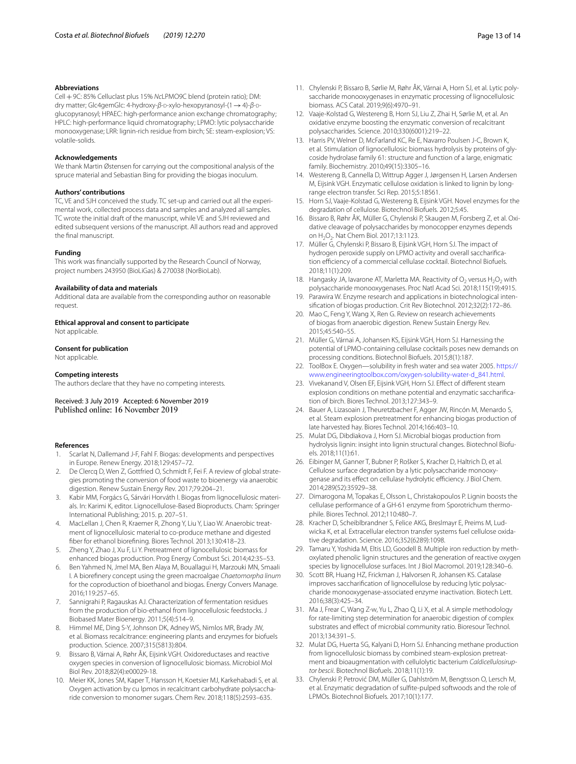### Abbreviations

Cell + 9C: 85% Celluclast plus 15% *Nc*LPMO9C blend (protein ratio); DM: dry matter; Glc4gemGlc: 4-hydroxy-*β*-D-xylo-hexopyranosyl-(1 → 4)-*β*-D-glucopyranosyl; HPAEC: high-performance anion exchange chromatography; HPLC: high-performance liquid chromatography; LPMO: lytic polysaccharide monooxygenase; LRR: lignin-rich residue from birch; SE: steam-explosion; VS: volatile-solids.

### Acknowledgements

We thank Martin Østensen for carrying out the compositional analysis of the spruce material and Sebastian Bing for providing the biogas inoculum.

### Authors' contributions

TC, VE and SJH conceived the study. TC set-up and carried out all the experimental work, collected process data and samples and analyzed all samples. TC wrote the initial draft of the manuscript, while VE and SJH reviewed and edited subsequent versions of the manuscript. All authors read and approved the final manuscript.

### Funding

This work was financially supported by the Research Council of Norway, project numbers 243950 (BioLiGas) & 270038 (NorBioLab).

### Availability of data and materials

Additional data are available from the corresponding author on reasonable request.

### Ethical approval and consent to participate

Not applicable.

### Consent for publication

Not applicable.

### Competing interests

The authors declare that they have no competing interests.

Received: 3 July 2019 Accepted: 6 November 2019
Published online: 16 November 2019

### References

1. Scarlat N, Dallemand J-F, Fahl F. Biogas: developments and perspectives in Europe. Renew Energy. 2018;129:457–72.
2. De Clercq D, Wen Z, Gottfried O, Schmidt F, Fei F. A review of global strategies promoting the conversion of food waste to bioenergy via anaerobic digestion. Renew Sustain Energy Rev. 2017;79:204–21.
3. Kabir MM, Forgács G, Sárvári Horváth I. Biogas from lignocellulosic materials. In: Karimi K, editor. Lignocellulose-Based Bioproducts. Cham: Springer International Publishing; 2015. p. 207–51.
4. MacLellan J, Chen R, Kraemer R, Zhong Y, Liu Y, Liao W. Anaerobic treatment of lignocellulosic material to co-produce methane and digested fiber for ethanol biorefining. Biores Technol. 2013;130:418–23.
5. Zheng Y, Zhao J, Xu F, Li Y. Pretreatment of lignocellulosic biomass for enhanced biogas production. Prog Energy Combust Sci. 2014;42:35–53.
6. Ben Yahmed N, Jmel MA, Ben Alaya M, Bouallagui H, Marzouki MN, Smaali I. A biorefinery concept using the green macroalgae *Chaetomorpha linum* for the coproduction of bioethanol and biogas. Energy Convers Manage. 2016;119:257–65.
7. Sannigrahi P, Ragauskas AJ. Characterization of fermentation residues from the production of bio-ethanol from lignocellulosic feedstocks. J Biobased Mater Bioenergy. 2011;5(4):514–9.
8. Himmel ME, Ding S-Y, Johnson DK, Adney WS, Nimlos MR, Brady JW, et al. Biomass recalcitrance: engineering plants and enzymes for biofuels production. Science. 2007;315(5813):804.
9. Bissaro B, Várnai A, Røhr ÅK, Eijsink VGH. Oxidoreductases and reactive oxygen species in conversion of lignocellulosic biomass. Microbiol Mol Biol Rev. 2018;82(4):e00029-18.
10. Meier KK, Jones SM, Kaper T, Hansson H, Koetsier MJ, Karkehabadi S, et al. Oxygen activation by cu lpmos in recalcitrant carbohydrate polysaccharide conversion to monomer sugars. Chem Rev. 2018;118(5):2593–635.
11. Chylenski P, Bissaro B, Sørlie M, Røhr ÅK, Várnai A, Horn SJ, et al. Lytic polysaccharide monooxygenases in enzymatic processing of lignocellulosic biomass. ACS Catal. 2019;9(6):4970–91.
12. Vaaje-Kolstad G, Westereng B, Horn SJ, Liu Z, Zhai H, Sørlie M, et al. An oxidative enzyme boosting the enzymatic conversion of recalcitrant polysaccharides. Science. 2010;330(6001):219–22.
13. Harris PV, Welner D, McFarland KC, Re E, Navarro Poulsen J-C, Brown K, et al. Stimulation of lignocellulosic biomass hydrolysis by proteins of glycoside hydrolase family 61: structure and function of a large, enigmatic family. Biochemistry. 2010;49(15):3305–16.
14. Westereng B, Cannella D, Wittrup Agger J, Jørgensen H, Larsen Andersen M, Eijsink VGH. Enzymatic cellulose oxidation is linked to lignin by long-range electron transfer. Sci Rep. 2015;5:18561.
15. Horn SJ, Vaaje-Kolstad G, Westereng B, Eijsink VGH. Novel enzymes for the degradation of cellulose. Biotechnol Biofuels. 2012;5:45.
16. Bissaro B, Røhr ÅK, Müller G, Chylenski P, Skaugen M, Forsberg Z, et al. Oxidative cleavage of polysaccharides by monocopper enzymes depends on $H_2O_2$. Nat Chem Biol. 2017;13:1123.
17. Müller G, Chylenski P, Bissaro B, Eijsink VGH, Horn SJ. The impact of hydrogen peroxide supply on LPMO activity and overall saccharification efficiency of a commercial cellulase cocktail. Biotechnol Biofuels. 2018;11(1):209.
18. Hangasky JA, Iavarone AT, Marletta MA. Reactivity of $O_2$ versus $H_2O_2$ with polysaccharide monooxygenases. Proc Natl Acad Sci. 2018;115(19):4915.
19. Parawira W. Enzyme research and applications in biotechnological intensification of biogas production. Crit Rev Biotechnol. 2012;32(2):172–86.
20. Mao C, Feng Y, Wang X, Ren G. Review on research achievements of biogas from anaerobic digestion. Renew Sustain Energy Rev. 2015;45:540–55.
21. Müller G, Várnai A, Johansen KS, Eijsink VGH, Horn SJ. Harnessing the potential of LPMO-containing cellulase cocktails poses new demands on processing conditions. Biotechnol Biofuels. 2015;8(1):187.
22. ToolBox E. Oxygen—solubility in fresh water and sea water 2005. https://www.engineeringtoolbox.com/oxygen-solubility-water-d_841.html.
23. Vivekanand V, Olsen EF, Eijsink VGH, Horn SJ. Effect of different steam explosion conditions on methane potential and enzymatic saccharification of birch. Biores Technol. 2013;127:343–9.
24. Bauer A, Lizasoain J, Theuretzbacher F, Agger JW, Rincón M, Menardo S, et al. Steam explosion pretreatment for enhancing biogas production of late harvested hay. Biores Technol. 2014;166:403–10.
25. Mulat DG, Dibdiakova J, Horn SJ. Microbial biogas production from hydrolysis lignin: insight into lignin structural changes. Biotechnol Biofuels. 2018;11(1):61.
26. Eibinger M, Ganner T, Bubner P, Rošker S, Kracher D, Haltrich D, et al. Cellulose surface degradation by a lytic polysaccharide monooxygenase and its effect on cellulase hydrolytic efficiency. J Biol Chem. 2014;289(52):35929–38.
27. Dimarogona M, Topakas E, Olsson L, Christakopoulos P. Lignin boosts the cellulase performance of a GH-61 enzyme from Sporotrichum thermophile. Biores Technol. 2012;110:480–7.
28. Kracher D, Scheiblbrandner S, Felice AKG, Breslmayr E, Preims M, Ludwicka K, et al. Extracellular electron transfer systems fuel cellulose oxidative degradation. Science. 2016;352(6289):1098.
29. Tamaru Y, Yoshida M, Eltis LD, Goodell B. Multiple iron reduction by methoxylated phenolic lignin structures and the generation of reactive oxygen species by lignocellulose surfaces. Int J Biol Macromol. 2019;128:340–6.
30. Scott BR, Huang HZ, Frickman J, Halvorsen R, Johansen KS. Catalase improves saccharification of lignocellulose by reducing lytic polysaccharide monooxygenase-associated enzyme inactivation. Biotech Lett. 2016;38(3):425–34.
31. Ma J, Frear C, Wang Z-w, Yu L, Zhao Q, Li X, et al. A simple methodology for rate-limiting step determination for anaerobic digestion of complex substrates and effect of microbial community ratio. Bioresour Technol. 2013;134:391–5.
32. Mulat DG, Huerta SG, Kalyani D, Horn SJ. Enhancing methane production from lignocellulosic biomass by combined steam-explosion pretreatment and bioaugmentation with cellulolytic bacterium *Caldicellulosiruptor bescii*. Biotechnol Biofuels. 2018;11(1):19.
33. Chylenski P, Petrović DM, Müller G, Dahlström M, Bengtsson O, Lersch M, et al. Enzymatic degradation of sulfite-pulped softwoods and the role of LPMOs. Biotechnol Biofuels. 2017;10(1):177.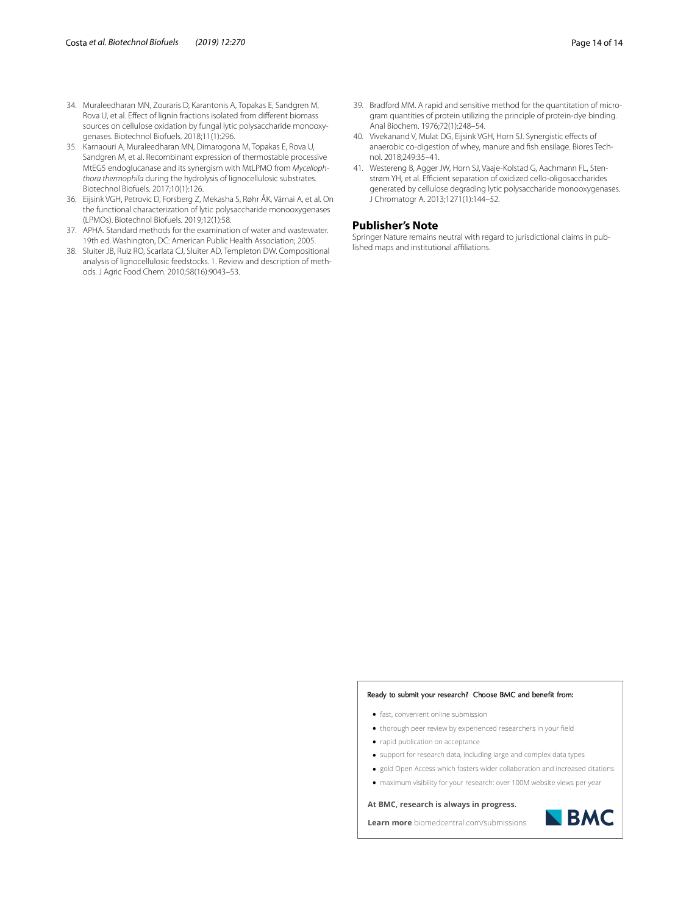34. Muraleedharan MN, Zouraris D, Karantonis A, Topakas E, Sandgren M, Rova U, et al. Effect of lignin fractions isolated from different biomass sources on cellulose oxidation by fungal lytic polysaccharide monooxygenases. Biotechnol Biofuels. 2018;11(1):296.
35. Karnaouri A, Muraleedharan MN, Dimarogona M, Topakas E, Rova U, Sandgren M, et al. Recombinant expression of thermostable processive MtEG5 endoglucanase and its synergism with MtLPMO from *Myceliophthora thermophila* during the hydrolysis of lignocellulosic substrates. Biotechnol Biofuels. 2017;10(1):126.
36. Eijsink VGH, Petrovic D, Forsberg Z, Mekasha S, Røhr ÅK, Várnai A, et al. On the functional characterization of lytic polysaccharide monooxygenases (LPMOs). Biotechnol Biofuels. 2019;12(1):58.
37. APHA. Standard methods for the examination of water and wastewater. 19th ed. Washington, DC: American Public Health Association; 2005.
38. Sluiter JB, Ruiz RO, Scarlata CJ, Sluiter AD, Templeton DW. Compositional analysis of lignocellulosic feedstocks. 1. Review and description of methods. J Agric Food Chem. 2010;58(16):9043–53.
39. Bradford MM. A rapid and sensitive method for the quantitation of microgram quantities of protein utilizing the principle of protein-dye binding. Anal Biochem. 1976;72(1):248–54.
40. Vivekanand V, Mulat DG, Eijsink VGH, Horn SJ. Synergistic effects of anaerobic co-digestion of whey, manure and fish ensilage. Biores Technol. 2018;249:35–41.
41. Westereng B, Agger JW, Horn SJ, Vaaje-Kolstad G, Aachmann FL, Stenstrøm YH, et al. Efficient separation of oxidized cello-oligosaccharides generated by cellulose degrading lytic polysaccharide monooxygenases. J Chromatogr A. 2013;1271(1):144–52.

## Publisher's Note

Springer Nature remains neutral with regard to jurisdictional claims in published maps and institutional affiliations.

Ready to submit your research? Choose BMC and benefit from:

- fast, convenient online submission
- thorough peer review by experienced researchers in your field
- rapid publication on acceptance
- support for research data, including large and complex data types
- gold Open Access which fosters wider collaboration and increased citations
- maximum visibility for your research: over 100M website views per year

**At BMC, research is always in progress.**

**Learn more** biomedcentral.com/submissions

BMC